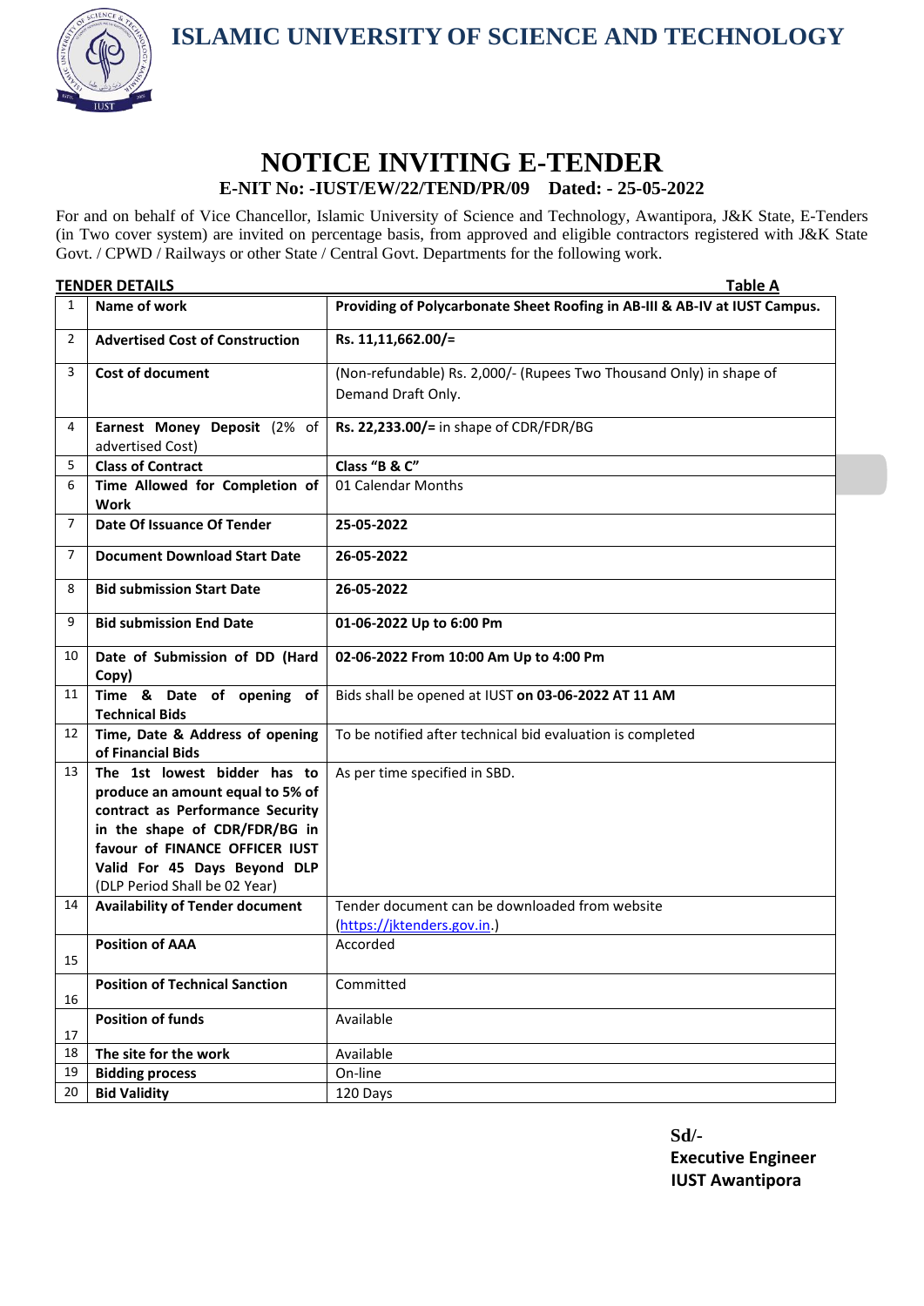# ISLAMIC UNIVERSITY OF SCIENCE AND TECHNOLOGY

## NOTICE INVITING E-TENDER

### E-NIT No: -IUST/EW/22/TEND/PR/09 Dated: - 25-05-2022

For and on behalf of Vice Chancellor, Islamic University of Science and Technology, Awantipora, J&K State, E-Tenders (in Two cover system) are invited on percentage basis, from approved and eligible contractors registered with J&K State Govt. / CPWD / Railways or other State / Central Govt. Departments for the following work.

**TENDER DETAILS** **Table A**

| | | |
|---|---|---|
| 1 | **Name of work** | **Providing of Polycarbonate Sheet Roofing in AB-III & AB-IV at IUST Campus.** |
| 2 | **Advertised Cost of Construction** | **Rs. 11,11,662.00/=** |
| 3 | **Cost of document** | (Non-refundable) Rs. 2,000/- (Rupees Two Thousand Only) in shape of Demand Draft Only. |
| 4 | **Earnest Money Deposit** (2% of advertised Cost) | **Rs. 22,233.00/=** in shape of CDR/FDR/BG |
| 5 | **Class of Contract** | **Class "B & C"** |
| 6 | **Time Allowed for Completion of Work** | 01 Calendar Months |
| 7 | **Date Of Issuance Of Tender** | **25-05-2022** |
| 7 | **Document Download Start Date** | **26-05-2022** |
| 8 | **Bid submission Start Date** | **26-05-2022** |
| 9 | **Bid submission End Date** | **01-06-2022 Up to 6:00 Pm** |
| 10 | **Date of Submission of DD (Hard Copy)** | **02-06-2022 From 10:00 Am Up to 4:00 Pm** |
| 11 | **Time & Date of opening of Technical Bids** | Bids shall be opened at IUST **on 03-06-2022 AT 11 AM** |
| 12 | **Time, Date & Address of opening of Financial Bids** | To be notified after technical bid evaluation is completed |
| 13 | **The 1st lowest bidder has to produce an amount equal to 5% of contract as Performance Security in the shape of CDR/FDR/BG in favour of FINANCE OFFICER IUST Valid For 45 Days Beyond DLP** (DLP Period Shall be 02 Year) | As per time specified in SBD. |
| 14 | **Availability of Tender document** | Tender document can be downloaded from website (https://jktenders.gov.in.) |
| 15 | **Position of AAA** | Accorded |
| 16 | **Position of Technical Sanction** | Committed |
| 17 | **Position of funds** | Available |
| 18 | **The site for the work** | Available |
| 19 | **Bidding process** | On-line |
| 20 | **Bid Validity** | 120 Days |

**Sd/-**
**Executive Engineer**
**IUST Awantipora**